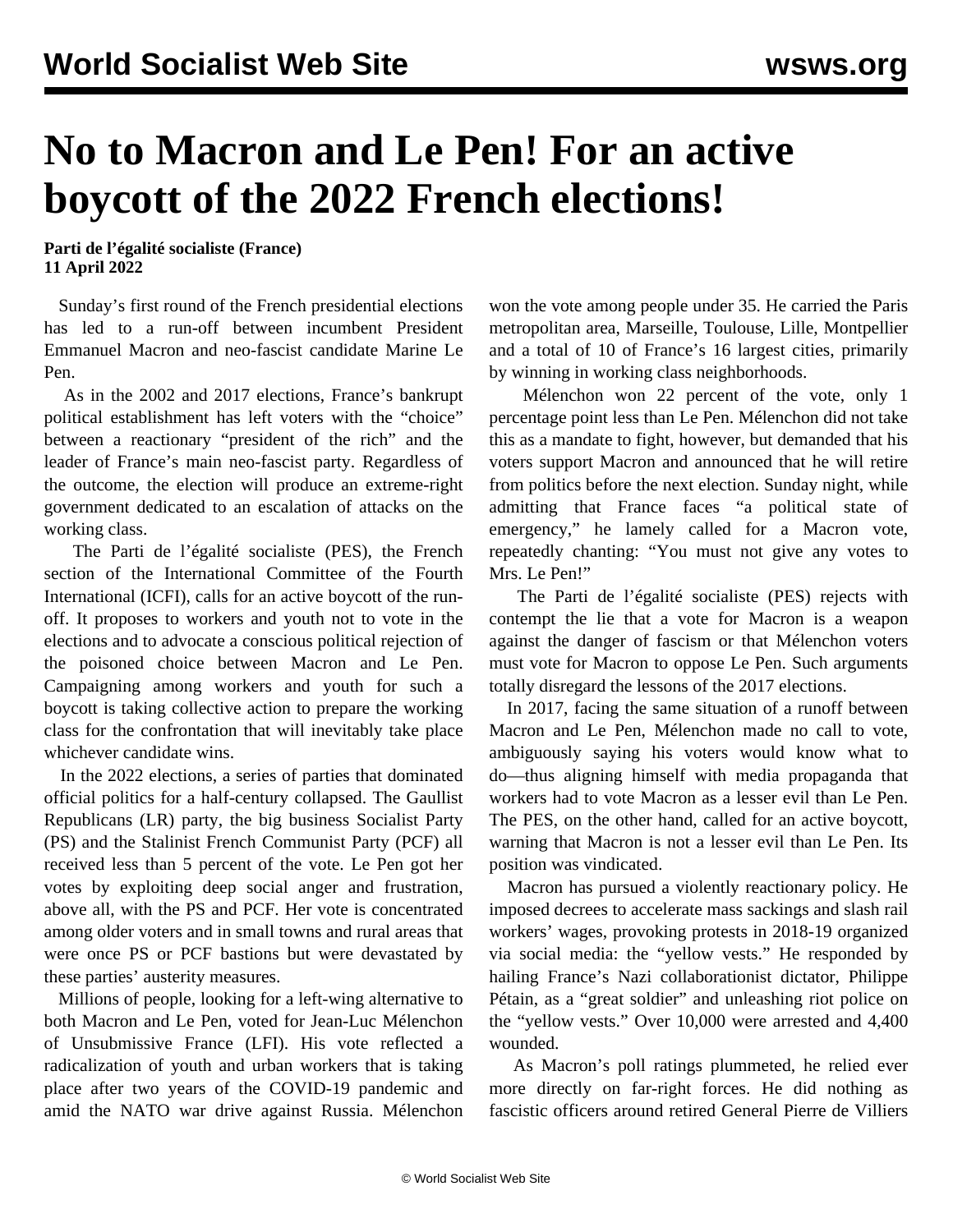# No to Macron and Le Pen! For an active boycott of the 2022 French elections!

**Parti de l'égalité socialiste (France)**
**11 April 2022**

Sunday's first round of the French presidential elections has led to a run-off between incumbent President Emmanuel Macron and neo-fascist candidate Marine Le Pen.

As in the 2002 and 2017 elections, France's bankrupt political establishment has left voters with the "choice" between a reactionary "president of the rich" and the leader of France's main neo-fascist party. Regardless of the outcome, the election will produce an extreme-right government dedicated to an escalation of attacks on the working class.

The Parti de l'égalité socialiste (PES), the French section of the International Committee of the Fourth International (ICFI), calls for an active boycott of the run-off. It proposes to workers and youth not to vote in the elections and to advocate a conscious political rejection of the poisoned choice between Macron and Le Pen. Campaigning among workers and youth for such a boycott is taking collective action to prepare the working class for the confrontation that will inevitably take place whichever candidate wins.

In the 2022 elections, a series of parties that dominated official politics for a half-century collapsed. The Gaullist Republicans (LR) party, the big business Socialist Party (PS) and the Stalinist French Communist Party (PCF) all received less than 5 percent of the vote. Le Pen got her votes by exploiting deep social anger and frustration, above all, with the PS and PCF. Her vote is concentrated among older voters and in small towns and rural areas that were once PS or PCF bastions but were devastated by these parties' austerity measures.

Millions of people, looking for a left-wing alternative to both Macron and Le Pen, voted for Jean-Luc Mélenchon of Unsubmissive France (LFI). His vote reflected a radicalization of youth and urban workers that is taking place after two years of the COVID-19 pandemic and amid the NATO war drive against Russia. Mélenchon won the vote among people under 35. He carried the Paris metropolitan area, Marseille, Toulouse, Lille, Montpellier and a total of 10 of France's 16 largest cities, primarily by winning in working class neighborhoods.

Mélenchon won 22 percent of the vote, only 1 percentage point less than Le Pen. Mélenchon did not take this as a mandate to fight, however, but demanded that his voters support Macron and announced that he will retire from politics before the next election. Sunday night, while admitting that France faces "a political state of emergency," he lamely called for a Macron vote, repeatedly chanting: "You must not give any votes to Mrs. Le Pen!"

The Parti de l'égalité socialiste (PES) rejects with contempt the lie that a vote for Macron is a weapon against the danger of fascism or that Mélenchon voters must vote for Macron to oppose Le Pen. Such arguments totally disregard the lessons of the 2017 elections.

In 2017, facing the same situation of a runoff between Macron and Le Pen, Mélenchon made no call to vote, ambiguously saying his voters would know what to do—thus aligning himself with media propaganda that workers had to vote Macron as a lesser evil than Le Pen. The PES, on the other hand, called for an active boycott, warning that Macron is not a lesser evil than Le Pen. Its position was vindicated.

Macron has pursued a violently reactionary policy. He imposed decrees to accelerate mass sackings and slash rail workers' wages, provoking protests in 2018-19 organized via social media: the "yellow vests." He responded by hailing France's Nazi collaborationist dictator, Philippe Pétain, as a "great soldier" and unleashing riot police on the "yellow vests." Over 10,000 were arrested and 4,400 wounded.

As Macron's poll ratings plummeted, he relied ever more directly on far-right forces. He did nothing as fascistic officers around retired General Pierre de Villiers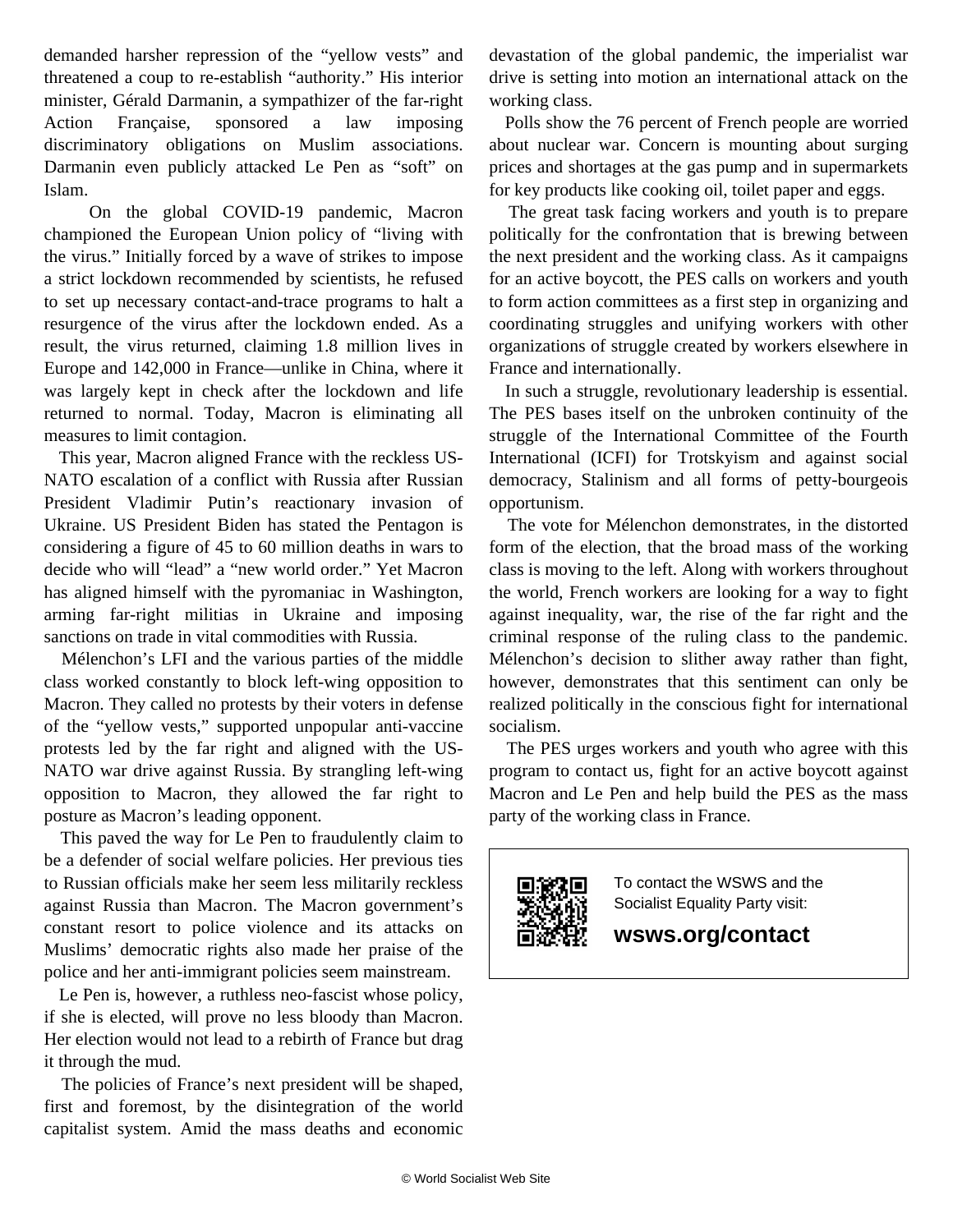demanded harsher repression of the "yellow vests" and threatened a coup to re-establish "authority." His interior minister, Gérald Darmanin, a sympathizer of the far-right Action Française, sponsored a law imposing discriminatory obligations on Muslim associations. Darmanin even publicly attacked Le Pen as "soft" on Islam.

On the global COVID-19 pandemic, Macron championed the European Union policy of "living with the virus." Initially forced by a wave of strikes to impose a strict lockdown recommended by scientists, he refused to set up necessary contact-and-trace programs to halt a resurgence of the virus after the lockdown ended. As a result, the virus returned, claiming 1.8 million lives in Europe and 142,000 in France—unlike in China, where it was largely kept in check after the lockdown and life returned to normal. Today, Macron is eliminating all measures to limit contagion.

This year, Macron aligned France with the reckless US-NATO escalation of a conflict with Russia after Russian President Vladimir Putin's reactionary invasion of Ukraine. US President Biden has stated the Pentagon is considering a figure of 45 to 60 million deaths in wars to decide who will "lead" a "new world order." Yet Macron has aligned himself with the pyromaniac in Washington, arming far-right militias in Ukraine and imposing sanctions on trade in vital commodities with Russia.

Mélenchon's LFI and the various parties of the middle class worked constantly to block left-wing opposition to Macron. They called no protests by their voters in defense of the "yellow vests," supported unpopular anti-vaccine protests led by the far right and aligned with the US-NATO war drive against Russia. By strangling left-wing opposition to Macron, they allowed the far right to posture as Macron's leading opponent.

This paved the way for Le Pen to fraudulently claim to be a defender of social welfare policies. Her previous ties to Russian officials make her seem less militarily reckless against Russia than Macron. The Macron government's constant resort to police violence and its attacks on Muslims' democratic rights also made her praise of the police and her anti-immigrant policies seem mainstream.

Le Pen is, however, a ruthless neo-fascist whose policy, if she is elected, will prove no less bloody than Macron. Her election would not lead to a rebirth of France but drag it through the mud.

The policies of France's next president will be shaped, first and foremost, by the disintegration of the world capitalist system. Amid the mass deaths and economic devastation of the global pandemic, the imperialist war drive is setting into motion an international attack on the working class.

Polls show the 76 percent of French people are worried about nuclear war. Concern is mounting about surging prices and shortages at the gas pump and in supermarkets for key products like cooking oil, toilet paper and eggs.

The great task facing workers and youth is to prepare politically for the confrontation that is brewing between the next president and the working class. As it campaigns for an active boycott, the PES calls on workers and youth to form action committees as a first step in organizing and coordinating struggles and unifying workers with other organizations of struggle created by workers elsewhere in France and internationally.

In such a struggle, revolutionary leadership is essential. The PES bases itself on the unbroken continuity of the struggle of the International Committee of the Fourth International (ICFI) for Trotskyism and against social democracy, Stalinism and all forms of petty-bourgeois opportunism.

The vote for Mélenchon demonstrates, in the distorted form of the election, that the broad mass of the working class is moving to the left. Along with workers throughout the world, French workers are looking for a way to fight against inequality, war, the rise of the far right and the criminal response of the ruling class to the pandemic. Mélenchon's decision to slither away rather than fight, however, demonstrates that this sentiment can only be realized politically in the conscious fight for international socialism.

The PES urges workers and youth who agree with this program to contact us, fight for an active boycott against Macron and Le Pen and help build the PES as the mass party of the working class in France.

To contact the WSWS and the Socialist Equality Party visit:

**wsws.org/contact**